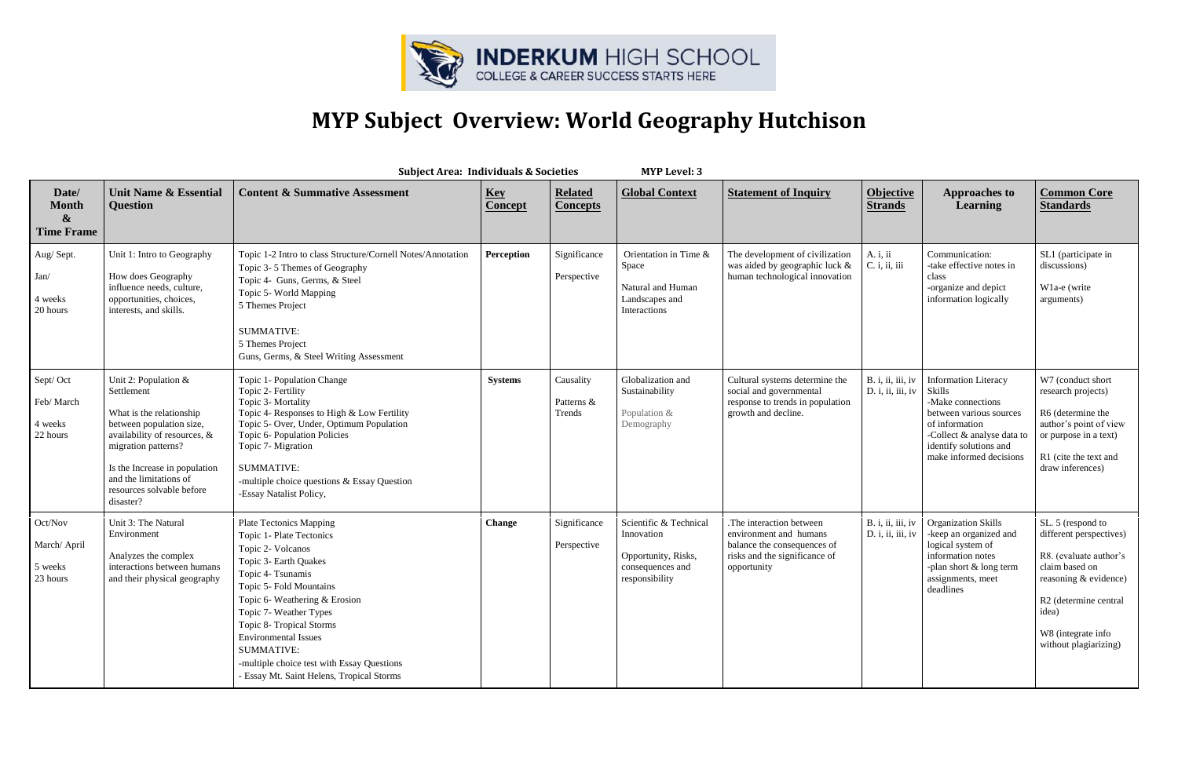INDERKUM HIGH SCHOOL
COLLEGE & CAREER SUCCESS STARTS HERE

# MYP Subject Overview: World Geography Hutchison

**Subject Area: Individuals & Societies** **MYP Level: 3**

| Date/ Month & Time Frame | Unit Name & Essential Question | Content & Summative Assessment | Key Concept | Related Concepts | Global Context | Statement of Inquiry | Objective Strands | Approaches to Learning | Common Core Standards |
|---|---|---|---|---|---|---|---|---|---|
| Aug/ Sept.<br>Jan/<br>4 weeks<br>20 hours | Unit 1: Intro to Geography<br>How does Geography influence needs, culture, opportunities, choices, interests, and skills. | Topic 1-2 Intro to class Structure/Cornell Notes/Annotation<br>Topic 3- 5 Themes of Geography<br>Topic 4- Guns, Germs, & Steel<br>Topic 5- World Mapping<br>5 Themes Project<br>SUMMATIVE:<br>5 Themes Project<br>Guns, Germs, & Steel Writing Assessment | **Perception** | Significance<br>Perspective | Orientation in Time & Space<br>Natural and Human Landscapes and Interactions | The development of civilization was aided by geographic luck & human technological innovation | A. i, ii<br>C. i, ii, iii | Communication:<br>-take effective notes in class<br>-organize and depict information logically | SL1 (participate in discussions)<br>W1a-e (write arguments) |
| Sept/ Oct<br>Feb/ March<br>4 weeks<br>22 hours | Unit 2: Population & Settlement<br>What is the relationship between population size, availability of resources, & migration patterns?<br>Is the Increase in population and the limitations of resources solvable before disaster? | Topic 1- Population Change<br>Topic 2- Fertility<br>Topic 3- Mortality<br>Topic 4- Responses to High & Low Fertility<br>Topic 5- Over, Under, Optimum Population<br>Topic 6- Population Policies<br>Topic 7- Migration<br>SUMMATIVE:<br>-multiple choice questions & Essay Question<br>-Essay Natalist Policy, | **Systems** | Causality<br>Patterns & Trends | Globalization and Sustainability<br>Population & Demography | Cultural systems determine the social and governmental response to trends in population growth and decline. | B. i, ii, iii, iv<br>D. i, ii, iii, iv | Information Literacy Skills<br>-Make connections between various sources of information<br>-Collect & analyse data to identify solutions and make informed decisions | W7 (conduct short research projects)<br>R6 (determine the author's point of view or purpose in a text)<br>R1 (cite the text and draw inferences) |
| Oct/Nov<br>March/ April<br>5 weeks<br>23 hours | Unit 3: The Natural Environment<br>Analyzes the complex interactions between humans and their physical geography | Plate Tectonics Mapping<br>Topic 1- Plate Tectonics<br>Topic 2- Volcanos<br>Topic 3- Earth Quakes<br>Topic 4- Tsunamis<br>Topic 5- Fold Mountains<br>Topic 6- Weathering & Erosion<br>Topic 7- Weather Types<br>Topic 8- Tropical Storms<br>Environmental Issues<br>SUMMATIVE:<br>-multiple choice test with Essay Questions<br>- Essay Mt. Saint Helens, Tropical Storms | **Change** | Significance<br>Perspective | Scientific & Technical Innovation<br>Opportunity, Risks, consequences and responsibility | .The interaction between environment and humans balance the consequences of risks and the significance of opportunity | B. i, ii, iii, iv<br>D. i, ii, iii, iv | Organization Skills<br>-keep an organized and logical system of information notes<br>-plan short & long term assignments, meet deadlines | SL. 5 (respond to different perspectives)<br>R8. (evaluate author's claim based on reasoning & evidence)<br>R2 (determine central idea)<br>W8 (integrate info without plagiarizing) |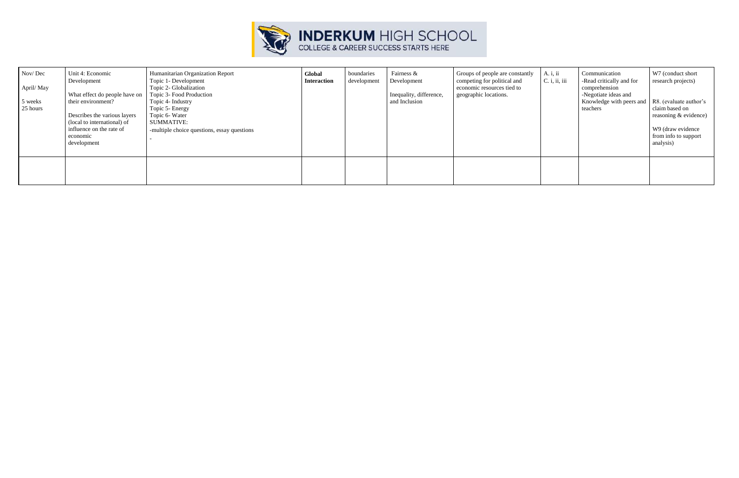# INDERKUM HIGH SCHOOL

COLLEGE & CAREER SUCCESS STARTS HERE

| | | | | | | | | | |
|---|---|---|---|---|---|---|---|---|---|
| Nov/ Dec<br><br>April/ May<br><br>5 weeks<br>25 hours | Unit 4: Economic Development<br><br>What effect do people have on their environment?<br><br>Describes the various layers (local to international) of influence on the rate of economic development | Humanitarian Organization Report<br>Topic 1- Development<br>Topic 2- Globalization<br>Topic 3- Food Production<br>Topic 4- Industry<br>Topic 5- Energy<br>Topic 6- Water<br>SUMMATIVE:<br>-multiple choice questions, essay questions<br>- | **Global Interaction** | boundaries<br>development | Fairness & Development<br><br>Inequality, difference, and Inclusion | Groups of people are constantly competing for political and economic resources tied to geographic locations. | A. i, ii<br>C. i, ii, iii | Communication<br>-Read critically and for comprehension<br>-Negotiate ideas and Knowledge with peers and teachers | W7 (conduct short research projects)<br><br>R8. (evaluate author's claim based on reasoning & evidence)<br><br>W9 (draw evidence from info to support analysis) |
| | | | | | | | | | |